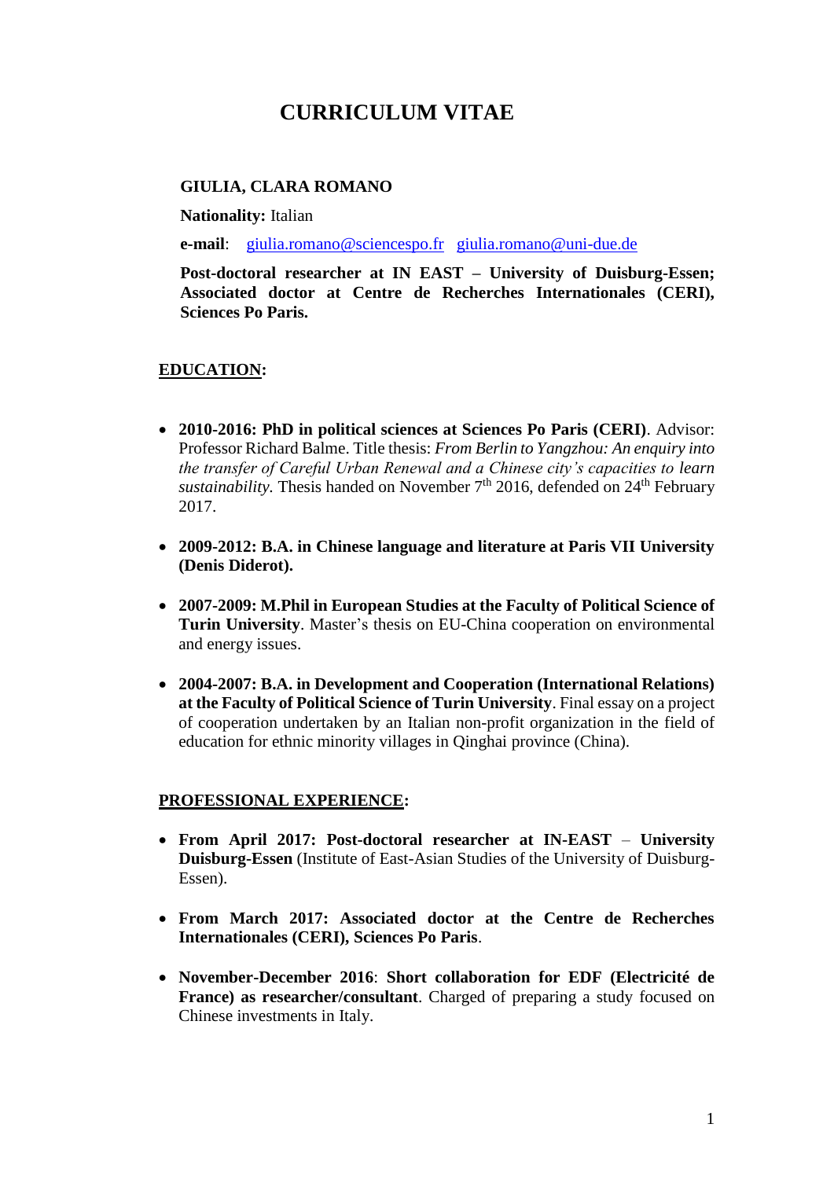# CURRICULUM VITAE

**GIULIA, CLARA ROMANO**

**Nationality:** Italian

**e-mail**: giulia.romano@sciencespo.fr giulia.romano@uni-due.de

**Post-doctoral researcher at IN EAST – University of Duisburg-Essen; Associated doctor at Centre de Recherches Internationales (CERI), Sciences Po Paris.**

## EDUCATION:

- **2010-2016: PhD in political sciences at Sciences Po Paris (CERI)**. Advisor: Professor Richard Balme. Title thesis: *From Berlin to Yangzhou: An enquiry into the transfer of Careful Urban Renewal and a Chinese city's capacities to learn sustainability.* Thesis handed on November 7th 2016, defended on 24th February 2017.

- **2009-2012: B.A. in Chinese language and literature at Paris VII University (Denis Diderot).**

- **2007-2009: M.Phil in European Studies at the Faculty of Political Science of Turin University**. Master's thesis on EU-China cooperation on environmental and energy issues.

- **2004-2007: B.A. in Development and Cooperation (International Relations) at the Faculty of Political Science of Turin University**. Final essay on a project of cooperation undertaken by an Italian non-profit organization in the field of education for ethnic minority villages in Qinghai province (China).

## PROFESSIONAL EXPERIENCE:

- **From April 2017: Post-doctoral researcher at IN-EAST – University Duisburg-Essen** (Institute of East-Asian Studies of the University of Duisburg-Essen).

- **From March 2017: Associated doctor at the Centre de Recherches Internationales (CERI), Sciences Po Paris**.

- **November-December 2016**: **Short collaboration for EDF (Electricité de France) as researcher/consultant**. Charged of preparing a study focused on Chinese investments in Italy.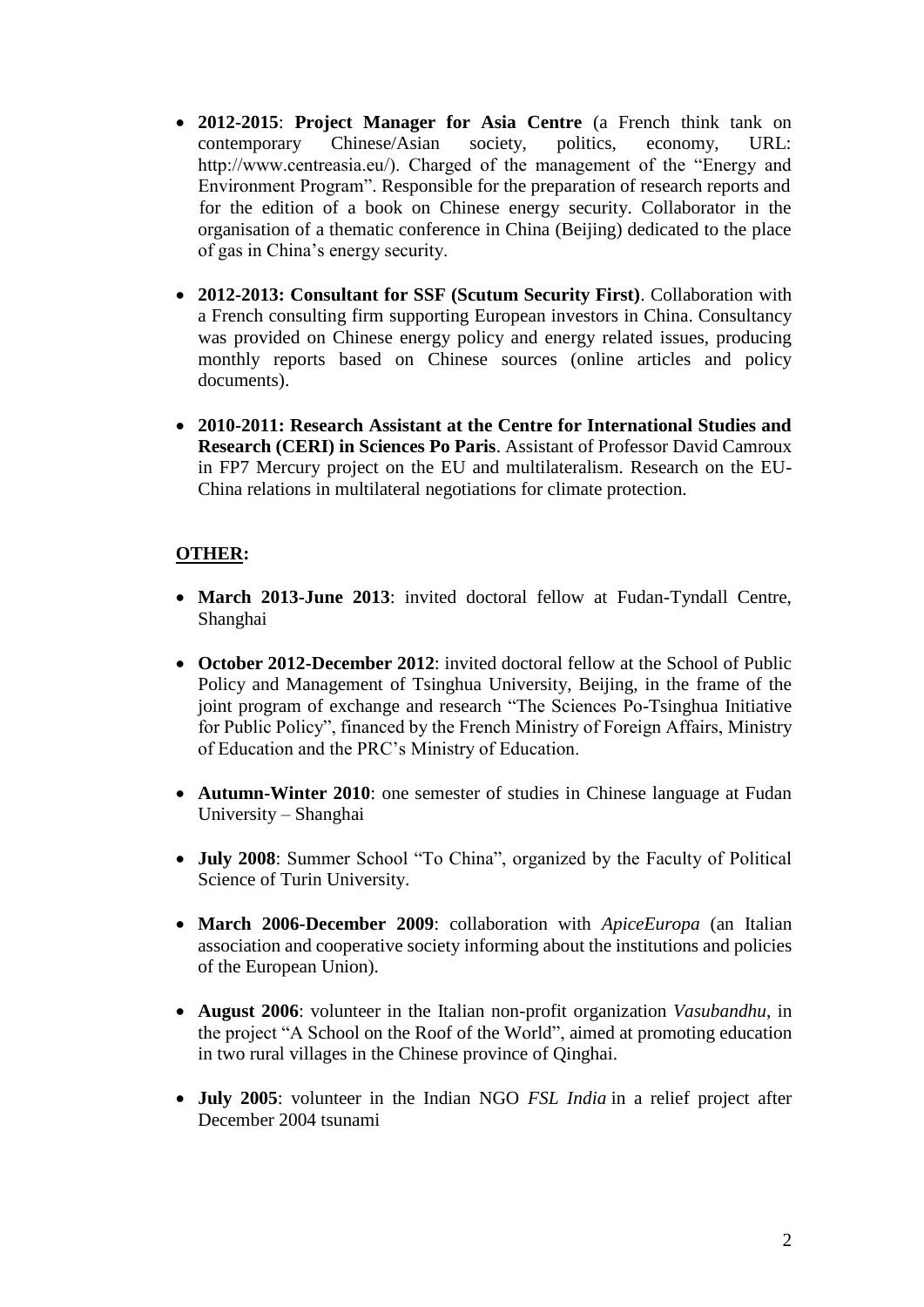- **2012-2015**: **Project Manager for Asia Centre** (a French think tank on contemporary Chinese/Asian society, politics, economy, URL: http://www.centreasia.eu/). Charged of the management of the "Energy and Environment Program". Responsible for the preparation of research reports and for the edition of a book on Chinese energy security. Collaborator in the organisation of a thematic conference in China (Beijing) dedicated to the place of gas in China's energy security.

- **2012-2013: Consultant for SSF (Scutum Security First)**. Collaboration with a French consulting firm supporting European investors in China. Consultancy was provided on Chinese energy policy and energy related issues, producing monthly reports based on Chinese sources (online articles and policy documents).

- **2010-2011: Research Assistant at the Centre for International Studies and Research (CERI) in Sciences Po Paris**. Assistant of Professor David Camroux in FP7 Mercury project on the EU and multilateralism. Research on the EU-China relations in multilateral negotiations for climate protection.

**OTHER:**

- **March 2013-June 2013**: invited doctoral fellow at Fudan-Tyndall Centre, Shanghai

- **October 2012-December 2012**: invited doctoral fellow at the School of Public Policy and Management of Tsinghua University, Beijing, in the frame of the joint program of exchange and research "The Sciences Po-Tsinghua Initiative for Public Policy", financed by the French Ministry of Foreign Affairs, Ministry of Education and the PRC's Ministry of Education.

- **Autumn-Winter 2010**: one semester of studies in Chinese language at Fudan University – Shanghai

- **July 2008**: Summer School "To China", organized by the Faculty of Political Science of Turin University.

- **March 2006-December 2009**: collaboration with *ApiceEuropa* (an Italian association and cooperative society informing about the institutions and policies of the European Union).

- **August 2006**: volunteer in the Italian non-profit organization *Vasubandhu*, in the project "A School on the Roof of the World", aimed at promoting education in two rural villages in the Chinese province of Qinghai.

- **July 2005**: volunteer in the Indian NGO *FSL India* in a relief project after December 2004 tsunami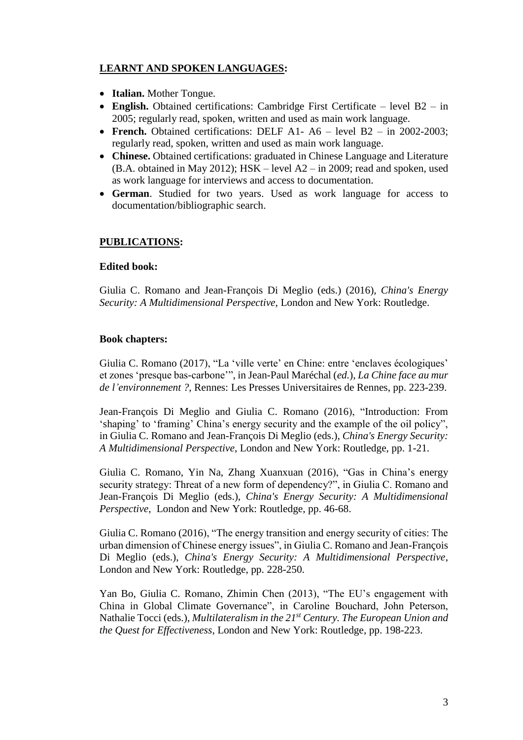## **LEARNT AND SPOKEN LANGUAGES:**

- **Italian.** Mother Tongue.
- **English.** Obtained certifications: Cambridge First Certificate – level B2 – in 2005; regularly read, spoken, written and used as main work language.
- **French.** Obtained certifications: DELF A1- A6 – level B2 – in 2002-2003; regularly read, spoken, written and used as main work language.
- **Chinese.** Obtained certifications: graduated in Chinese Language and Literature (B.A. obtained in May 2012); HSK – level A2 – in 2009; read and spoken, used as work language for interviews and access to documentation.
- **German**. Studied for two years. Used as work language for access to documentation/bibliographic search.

## **PUBLICATIONS:**

### **Edited book:**

Giulia C. Romano and Jean-François Di Meglio (eds.) (2016), *China's Energy Security: A Multidimensional Perspective*, London and New York: Routledge.

### **Book chapters:**

Giulia C. Romano (2017), "La 'ville verte' en Chine: entre 'enclaves écologiques' et zones 'presque bas-carbone'", in Jean-Paul Maréchal (*ed.*), *La Chine face au mur de l'environnement ?*, Rennes: Les Presses Universitaires de Rennes, pp. 223-239.

Jean-François Di Meglio and Giulia C. Romano (2016), "Introduction: From 'shaping' to 'framing' China's energy security and the example of the oil policy", in Giulia C. Romano and Jean-François Di Meglio (eds.), *China's Energy Security: A Multidimensional Perspective*, London and New York: Routledge, pp. 1-21.

Giulia C. Romano, Yin Na, Zhang Xuanxuan (2016), "Gas in China's energy security strategy: Threat of a new form of dependency?", in Giulia C. Romano and Jean-François Di Meglio (eds.), *China's Energy Security: A Multidimensional Perspective*, London and New York: Routledge, pp. 46-68.

Giulia C. Romano (2016), "The energy transition and energy security of cities: The urban dimension of Chinese energy issues", in Giulia C. Romano and Jean-François Di Meglio (eds.), *China's Energy Security: A Multidimensional Perspective*, London and New York: Routledge, pp. 228-250.

Yan Bo, Giulia C. Romano, Zhimin Chen (2013), "The EU's engagement with China in Global Climate Governance", in Caroline Bouchard, John Peterson, Nathalie Tocci (eds.), *Multilateralism in the 21st Century. The European Union and the Quest for Effectiveness*, London and New York: Routledge, pp. 198-223.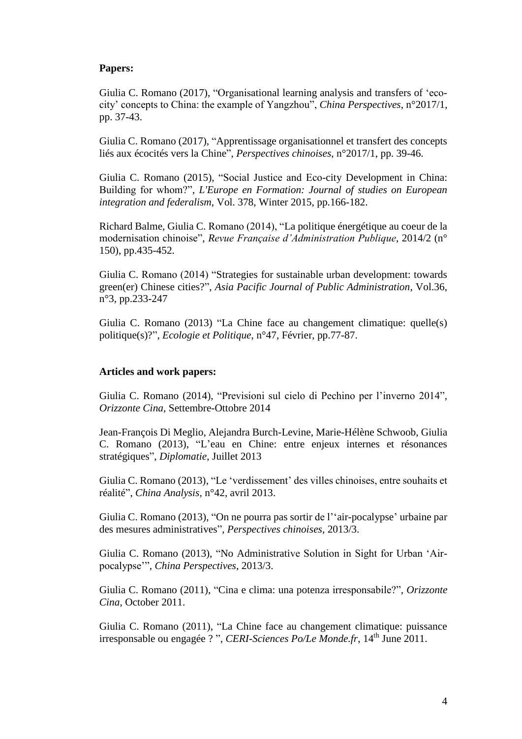**Papers:**

Giulia C. Romano (2017), "Organisational learning analysis and transfers of 'eco-city' concepts to China: the example of Yangzhou", *China Perspectives*, n°2017/1, pp. 37-43.

Giulia C. Romano (2017), "Apprentissage organisationnel et transfert des concepts liés aux écocités vers la Chine", *Perspectives chinoises*, n°2017/1, pp. 39-46.

Giulia C. Romano (2015), "Social Justice and Eco-city Development in China: Building for whom?", *L'Europe en Formation: Journal of studies on European integration and federalism*, Vol. 378, Winter 2015, pp.166-182.

Richard Balme, Giulia C. Romano (2014), "La politique énergétique au coeur de la modernisation chinoise", *Revue Française d'Administration Publique*, 2014/2 (n° 150), pp.435-452.

Giulia C. Romano (2014) "Strategies for sustainable urban development: towards green(er) Chinese cities?", *Asia Pacific Journal of Public Administration*, Vol.36, n°3, pp.233-247

Giulia C. Romano (2013) "La Chine face au changement climatique: quelle(s) politique(s)?", *Ecologie et Politique*, n°47, Février, pp.77-87.

**Articles and work papers:**

Giulia C. Romano (2014), "Previsioni sul cielo di Pechino per l'inverno 2014", *Orizzonte Cina*, Settembre-Ottobre 2014

Jean-François Di Meglio, Alejandra Burch-Levine, Marie-Hélène Schwoob, Giulia C. Romano (2013), "L'eau en Chine: entre enjeux internes et résonances stratégiques", *Diplomatie*, Juillet 2013

Giulia C. Romano (2013), "Le 'verdissement' des villes chinoises, entre souhaits et réalité", *China Analysis*, n°42, avril 2013.

Giulia C. Romano (2013), "On ne pourra pas sortir de l''air-pocalypse' urbaine par des mesures administratives", *Perspectives chinoises*, 2013/3.

Giulia C. Romano (2013), "No Administrative Solution in Sight for Urban 'Air-pocalypse'", *China Perspectives*, 2013/3.

Giulia C. Romano (2011), "Cina e clima: una potenza irresponsabile?", *Orizzonte Cina*, October 2011.

Giulia C. Romano (2011), "La Chine face au changement climatique: puissance irresponsable ou engagée ? ", *CERI-Sciences Po/Le Monde.fr*, 14th June 2011.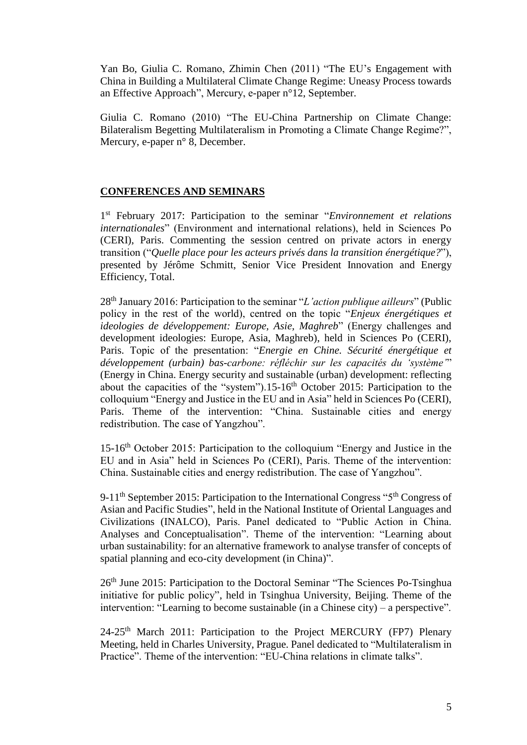Yan Bo, Giulia C. Romano, Zhimin Chen (2011) "The EU's Engagement with China in Building a Multilateral Climate Change Regime: Uneasy Process towards an Effective Approach", Mercury, e-paper n°12, September.

Giulia C. Romano (2010) "The EU-China Partnership on Climate Change: Bilateralism Begetting Multilateralism in Promoting a Climate Change Regime?", Mercury, e-paper n° 8, December.

## CONFERENCES AND SEMINARS

1st February 2017: Participation to the seminar "*Environnement et relations internationales*" (Environment and international relations), held in Sciences Po (CERI), Paris. Commenting the session centred on private actors in energy transition ("*Quelle place pour les acteurs privés dans la transition énergétique?*"), presented by Jérôme Schmitt, Senior Vice President Innovation and Energy Efficiency, Total.

28th January 2016: Participation to the seminar "*L'action publique ailleurs*" (Public policy in the rest of the world), centred on the topic "*Enjeux énergétiques et ideologies de développement: Europe, Asie, Maghreb*" (Energy challenges and development ideologies: Europe, Asia, Maghreb), held in Sciences Po (CERI), Paris. Topic of the presentation: "*Energie en Chine. Sécurité énergétique et développement (urbain) bas-carbone: réfléchir sur les capacités du 'système'*" (Energy in China. Energy security and sustainable (urban) development: reflecting about the capacities of the "system").15-16th October 2015: Participation to the colloquium "Energy and Justice in the EU and in Asia" held in Sciences Po (CERI), Paris. Theme of the intervention: "China. Sustainable cities and energy redistribution. The case of Yangzhou".

15-16th October 2015: Participation to the colloquium "Energy and Justice in the EU and in Asia" held in Sciences Po (CERI), Paris. Theme of the intervention: China. Sustainable cities and energy redistribution. The case of Yangzhou".

9-11th September 2015: Participation to the International Congress "5th Congress of Asian and Pacific Studies", held in the National Institute of Oriental Languages and Civilizations (INALCO), Paris. Panel dedicated to "Public Action in China. Analyses and Conceptualisation". Theme of the intervention: "Learning about urban sustainability: for an alternative framework to analyse transfer of concepts of spatial planning and eco-city development (in China)".

26th June 2015: Participation to the Doctoral Seminar "The Sciences Po-Tsinghua initiative for public policy", held in Tsinghua University, Beijing. Theme of the intervention: "Learning to become sustainable (in a Chinese city) – a perspective".

24-25th March 2011: Participation to the Project MERCURY (FP7) Plenary Meeting, held in Charles University, Prague. Panel dedicated to "Multilateralism in Practice". Theme of the intervention: "EU-China relations in climate talks".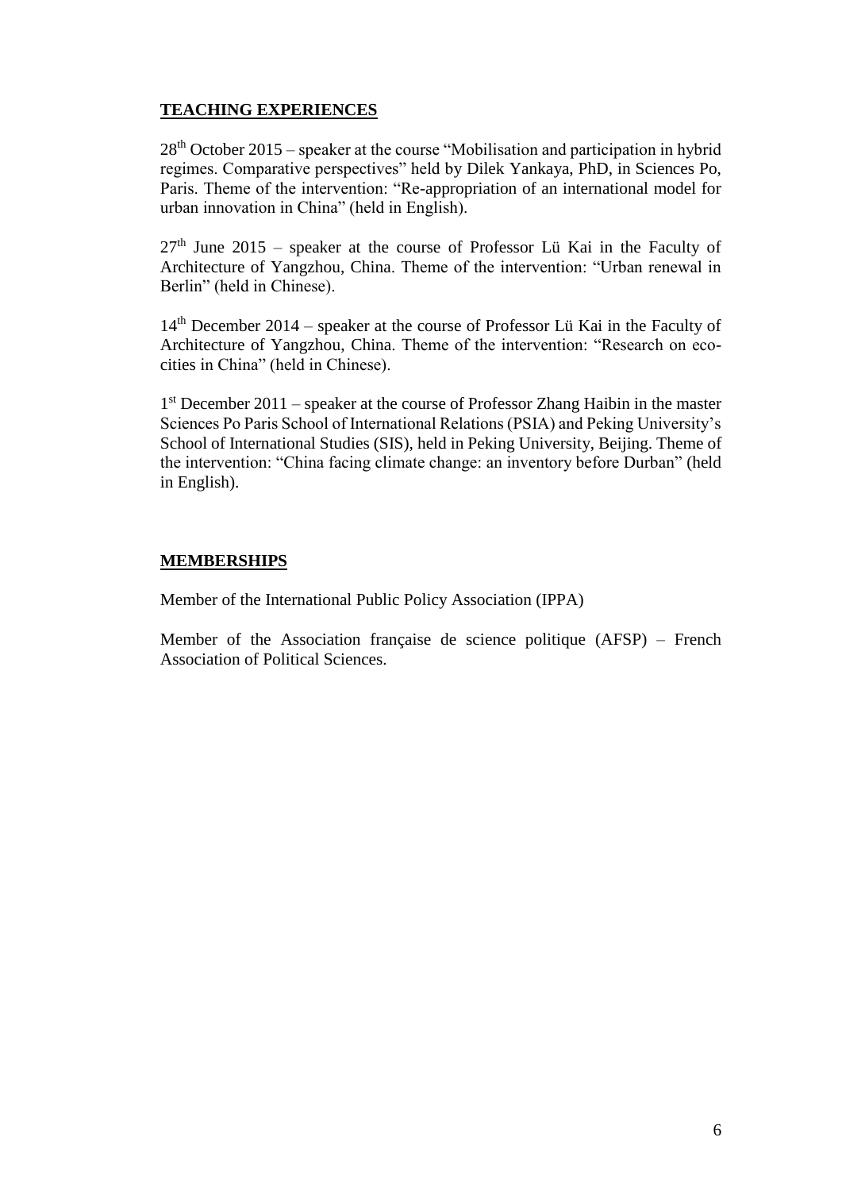## TEACHING EXPERIENCES

28th October 2015 – speaker at the course "Mobilisation and participation in hybrid regimes. Comparative perspectives" held by Dilek Yankaya, PhD, in Sciences Po, Paris. Theme of the intervention: "Re-appropriation of an international model for urban innovation in China" (held in English).

27th June 2015 – speaker at the course of Professor Lü Kai in the Faculty of Architecture of Yangzhou, China. Theme of the intervention: "Urban renewal in Berlin" (held in Chinese).

14th December 2014 – speaker at the course of Professor Lü Kai in the Faculty of Architecture of Yangzhou, China. Theme of the intervention: "Research on eco-cities in China" (held in Chinese).

1st December 2011 – speaker at the course of Professor Zhang Haibin in the master Sciences Po Paris School of International Relations (PSIA) and Peking University's School of International Studies (SIS), held in Peking University, Beijing. Theme of the intervention: "China facing climate change: an inventory before Durban" (held in English).

## MEMBERSHIPS

Member of the International Public Policy Association (IPPA)

Member of the Association française de science politique (AFSP) – French Association of Political Sciences.